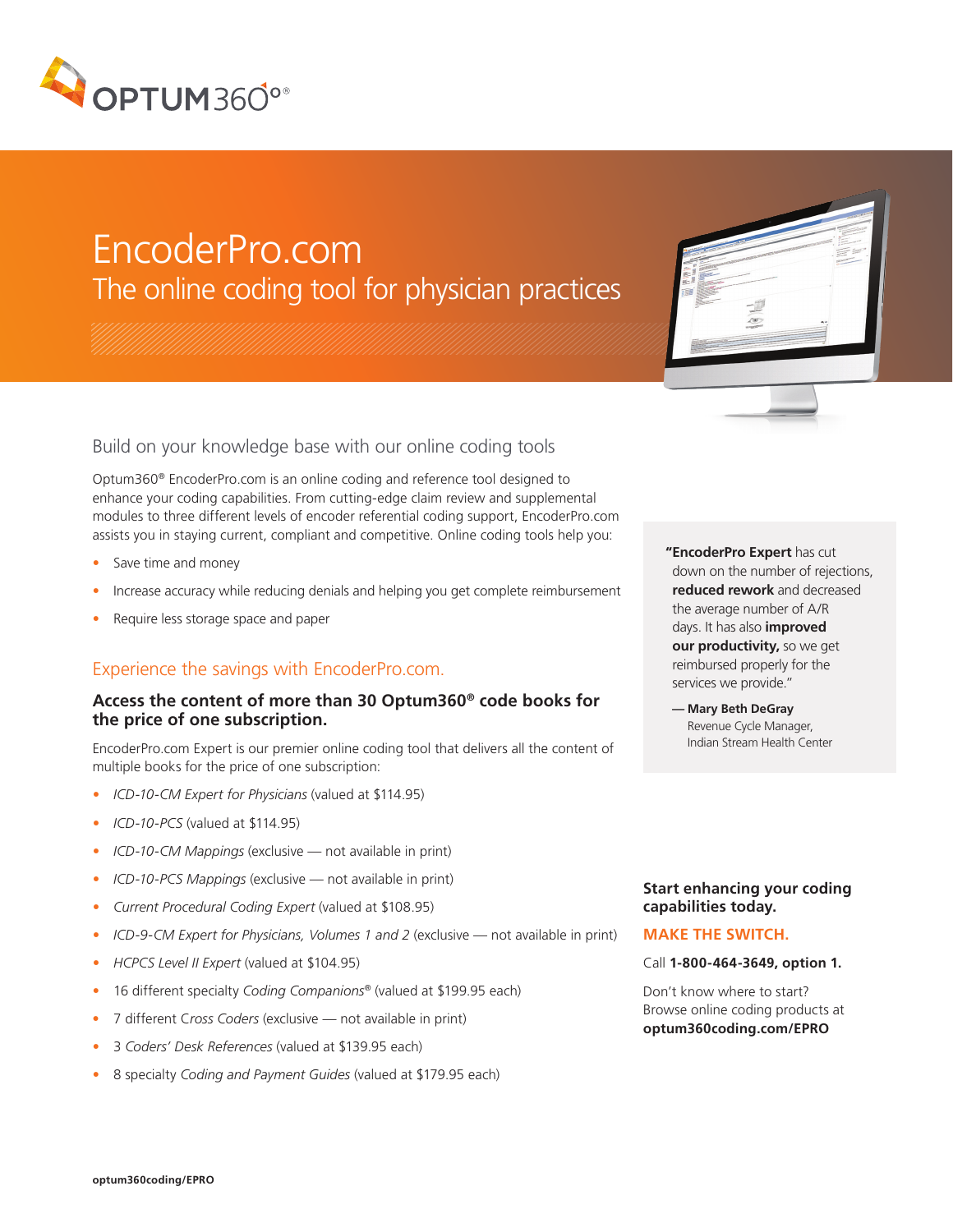# EncoderPro.com

## The online coding tool for physician practices

### Build on your knowledge base with our online coding tools

Optum360® EncoderPro.com is an online coding and reference tool designed to enhance your coding capabilities. From cutting-edge claim review and supplemental modules to three different levels of encoder referential coding support, EncoderPro.com assists you in staying current, compliant and competitive. Online coding tools help you:

- Save time and money
- Increase accuracy while reducing denials and helping you get complete reimbursement
- Require less storage space and paper

### Experience the savings with EncoderPro.com.

**Access the content of more than 30 Optum360® code books for the price of one subscription.**

EncoderPro.com Expert is our premier online coding tool that delivers all the content of multiple books for the price of one subscription:

- *ICD-10-CM Expert for Physicians* (valued at $114.95)
- *ICD-10-PCS* (valued at $114.95)
- *ICD-10-CM Mappings* (exclusive — not available in print)
- *ICD-10-PCS Mappings* (exclusive — not available in print)
- *Current Procedural Coding Expert* (valued at $108.95)
- *ICD-9-CM Expert for Physicians, Volumes 1 and 2* (exclusive — not available in print)
- *HCPCS Level II Expert* (valued at $104.95)
- 16 different specialty *Coding Companions*® (valued at $199.95 each)
- 7 different *Cross Coders* (exclusive — not available in print)
- 3 *Coders' Desk References* (valued at $139.95 each)
- 8 specialty *Coding and Payment Guides* (valued at $179.95 each)

"**EncoderPro Expert** has cut down on the number of rejections, **reduced rework** and decreased the average number of A/R days. It has also **improved our productivity,** so we get reimbursed properly for the services we provide."

— **Mary Beth DeGray**
Revenue Cycle Manager,
Indian Stream Health Center

**Start enhancing your coding capabilities today.**

**MAKE THE SWITCH.**

Call **1-800-464-3649, option 1.**

Don't know where to start?
Browse online coding products at **optum360coding.com/EPRO**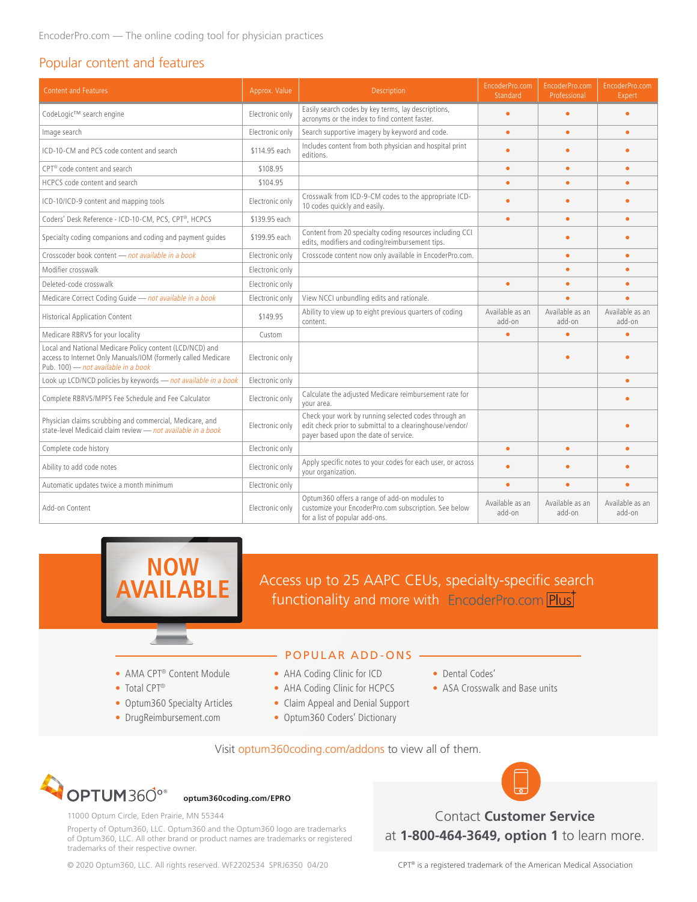EncoderPro.com — The online coding tool for physician practices

## Popular content and features

| Content and Features | Approx. Value | Description | EncoderPro.com Standard | EncoderPro.com Professional | EncoderPro.com Expert |
|---|---|---|---|---|---|
| CodeLogic™ search engine | Electronic only | Easily search codes by key terms, lay descriptions, acronyms or the index to find content faster. | • | • | • |
| Image search | Electronic only | Search supportive imagery by keyword and code. | • | • | • |
| ICD-10-CM and PCS code content and search | $114.95 each | Includes content from both physician and hospital print editions. | • | • | • |
| CPT® code content and search | $108.95 | | • | • | • |
| HCPCS code content and search | $104.95 | | • | • | • |
| ICD-10/ICD-9 content and mapping tools | Electronic only | Crosswalk from ICD-9-CM codes to the appropriate ICD-10 codes quickly and easily. | • | • | • |
| Coders' Desk Reference - ICD-10-CM, PCS, CPT®, HCPCS | $139.95 each | | • | • | • |
| Specialty coding companions and coding and payment guides | $199.95 each | Content from 20 specialty coding resources including CCI edits, modifiers and coding/reimbursement tips. | | • | • |
| Crosscoder book content — *not available in a book* | Electronic only | Crosscode content now only available in EncoderPro.com. | | • | • |
| Modifier crosswalk | Electronic only | | | • | • |
| Deleted-code crosswalk | Electronic only | | • | • | • |
| Medicare Correct Coding Guide — *not available in a book* | Electronic only | View NCCI unbundling edits and rationale. | | • | • |
| Historical Application Content | $149.95 | Ability to view up to eight previous quarters of coding content. | Available as an add-on | Available as an add-on | Available as an add-on |
| Medicare RBRVS for your locality | Custom | | • | • | • |
| Local and National Medicare Policy content (LCD/NCD) and access to Internet Only Manuals/IOM (formerly called Medicare Pub. 100) — *not available in a book* | Electronic only | | | • | • |
| Look up LCD/NCD policies by keywords — *not available in a book* | Electronic only | | | | • |
| Complete RBRVS/MPFS Fee Schedule and Fee Calculator | Electronic only | Calculate the adjusted Medicare reimbursement rate for your area. | | | • |
| Physician claims scrubbing and commercial, Medicare, and state-level Medicaid claim review — *not available in a book* | Electronic only | Check your work by running selected codes through an edit check prior to submittal to a clearinghouse/vendor/payer based upon the date of service. | | | • |
| Complete code history | Electronic only | | • | • | • |
| Ability to add code notes | Electronic only | Apply specific notes to your codes for each user, or across your organization. | • | • | • |
| Automatic updates twice a month minimum | Electronic only | | • | • | • |
| Add-on Content | Electronic only | Optum360 offers a range of add-on modules to customize your EncoderPro.com subscription. See below for a list of popular add-ons. | Available as an add-on | Available as an add-on | Available as an add-on |

**NOW AVAILABLE**

Access up to 25 AAPC CEUs, specialty-specific search functionality and more with EncoderPro.com Plus+

### POPULAR ADD-ONS

- AMA CPT® Content Module
- Total CPT®
- Optum360 Specialty Articles
- DrugReimbursement.com
- AHA Coding Clinic for ICD
- AHA Coding Clinic for HCPCS
- Claim Appeal and Denial Support
- Optum360 Coders' Dictionary
- Dental Codes'
- ASA Crosswalk and Base units

Visit optum360coding.com/addons to view all of them.

OPTUM360°

optum360coding.com/EPRO

11000 Optum Circle, Eden Prairie, MN 55344

Property of Optum360, LLC. Optum360 and the Optum360 logo are trademarks of Optum360, LLC. All other brand or product names are trademarks or registered trademarks of their respective owner.

© 2020 Optum360, LLC. All rights reserved. WF2202534 SPRJ6350 04/20

Contact **Customer Service** at **1-800-464-3649, option 1** to learn more.

CPT® is a registered trademark of the American Medical Association